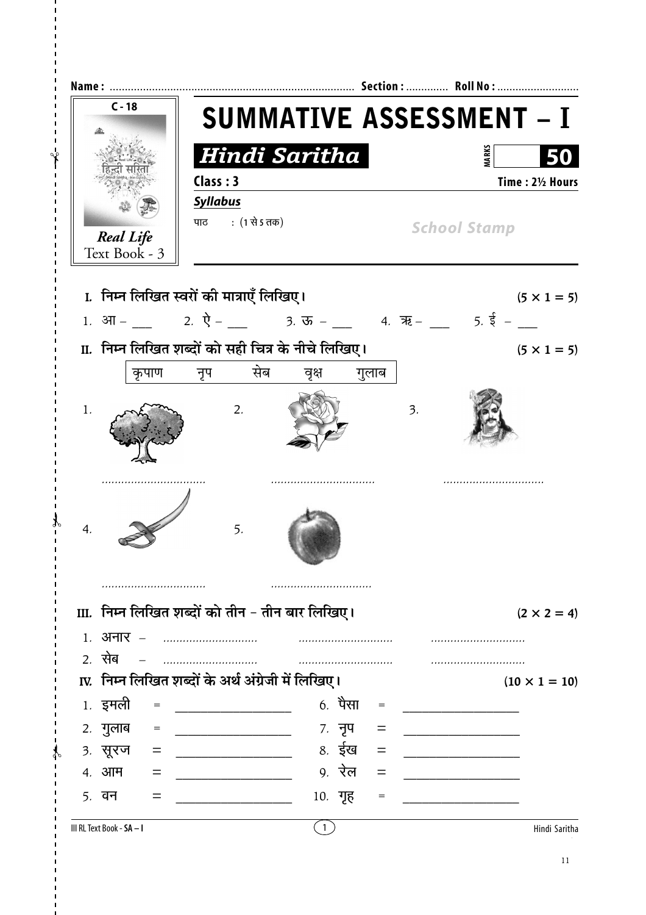Name : ................................................................................ Section : ............. Roll No : ..........................

C - 18

Real Life
Text Book - 3

# SUMMATIVE ASSESSMENT – I

## Hindi Saritha

MARKS **50**

**Class : 3** **Time : 2½ Hours**

***Syllabus***

पाठ : (1 से 5 तक)

*School Stamp*

**I. निम्न लिखित स्वरों की मात्राएँ लिखिए।** **(5 × 1 = 5)**

1. आ – ___ 2. ऐ – ___ 3. ऊ – ___ 4. ऋ – ___ 5. ई – ___

**II. निम्न लिखित शब्दों को सही चित्र के नीचे लिखिए।** **(5 × 1 = 5)**

| कृपाण | नृप | सेब | वृक्ष | गुलाब |
|---|---|---|---|---|

1. ................................ 2. ................................ 3. ..............................

4. ................................ 5. ..............................

**III. निम्न लिखित शब्दों को तीन – तीन बार लिखिए।** **(2 × 2 = 4)**

1. अनार – ............................ ............................ ............................
2. सेब – ............................ ............................ ............................

**IV. निम्न लिखित शब्दों के अर्थ अंग्रेजी में लिखिए।** **(10 × 1 = 10)**

1. इमली = __________________ 6. पैसा = __________________
2. गुलाब = __________________ 7. नृप = __________________
3. सूरज = __________________ 8. ईख = __________________
4. आम = __________________ 9. रेल = __________________
5. वन = __________________ 10. गृह = __________________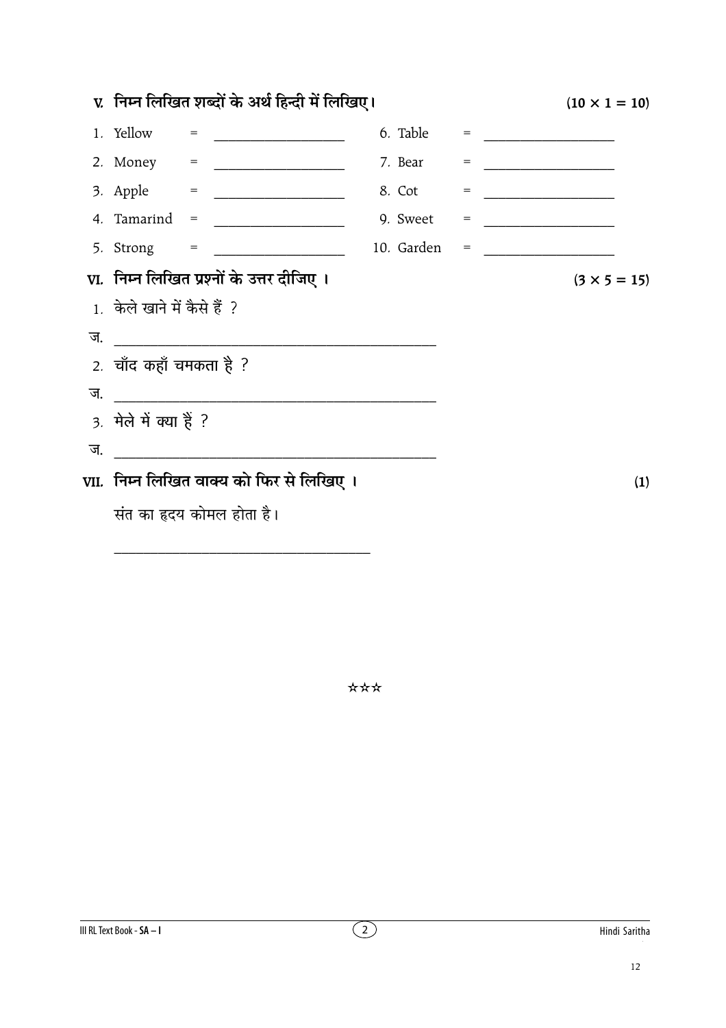**V. निम्न लिखित शब्दों के अर्थ हिन्दी में लिखिए।** **(10 × 1 = 10)**

1. Yellow = ________________
2. Money = ________________
3. Apple = ________________
4. Tamarind = ________________
5. Strong = ________________
6. Table = ________________
7. Bear = ________________
8. Cot = ________________
9. Sweet = ________________
10. Garden = ________________

**VI. निम्न लिखित प्रश्नों के उत्तर दीजिए ।** **(3 × 5 = 15)**

1. केले खाने में कैसे हैं ?

ज. ________________________________________

2. चाँद कहाँ चमकता है ?

ज. ________________________________________

3. मेले में क्या हैं ?

ज. ________________________________________

**VII. निम्न लिखित वाक्य को फिर से लिखिए ।** **(1)**

संत का हृदय कोमल होता है।

________________________________

☆☆☆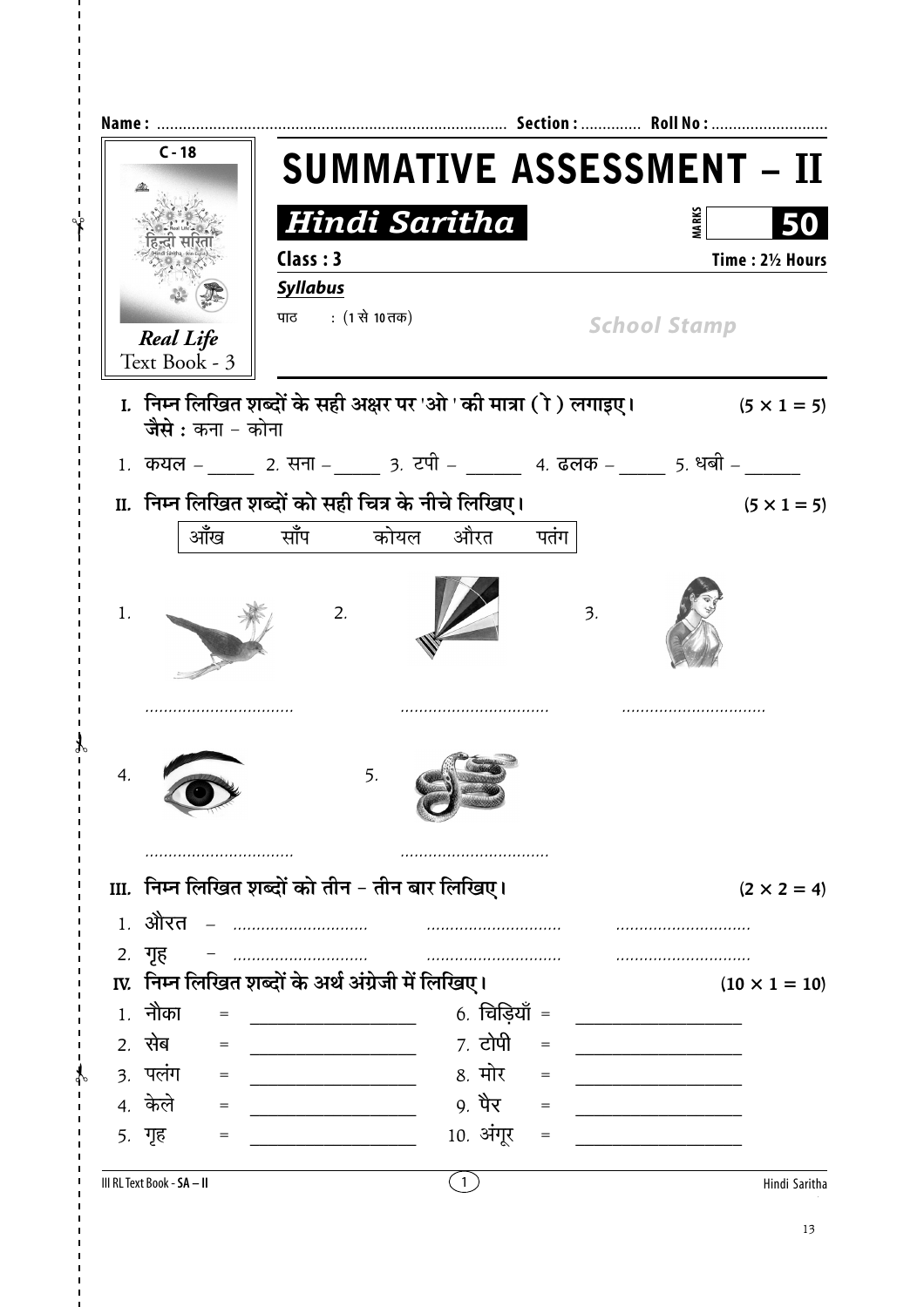Name : ................................................................................ Section : ............. Roll No : ..........................

C - 18

Real Life
Text Book - 3

# SUMMATIVE ASSESSMENT – II

## Hindi Saritha

MARKS **50**

**Class : 3** **Time : 2½ Hours**

***Syllabus***

पाठ : (1 से 10 तक)

*School Stamp*

**I. निम्न लिखित शब्दों के सही अक्षर पर 'ओ ' की मात्रा ( ो ) लगाइए।** **(5 × 1 = 5)**

**जैसे :** कना – कोना

1. कयल – _____ 2. सना – _____ 3. टपी – ______ 4. ढलक – _____ 5. धबी – ______

**II. निम्न लिखित शब्दों को सही चित्र के नीचे लिखिए।** **(5 × 1 = 5)**

| आँख | साँप | कोयल | औरत | पतंग |
|---|---|---|---|---|

1. ................................ 2. ................................ 3. ................................

4. ................................ 5. ................................

**III. निम्न लिखित शब्दों को तीन – तीन बार लिखिए।** **(2 × 2 = 4)**

1. औरत – ............................ ............................ ............................
2. गृह – ............................ ............................ ............................

**IV. निम्न लिखित शब्दों के अर्थ अंग्रेजी में लिखिए।** **(10 × 1 = 10)**

1. नौका = ____________________ 6. चिड़ियाँ = ____________________
2. सेब = ____________________ 7. टोपी = ____________________
3. पलंग = ____________________ 8. मोर = ____________________
4. केले = ____________________ 9. पैर = ____________________
5. गृह = ____________________ 10. अंगूर = ____________________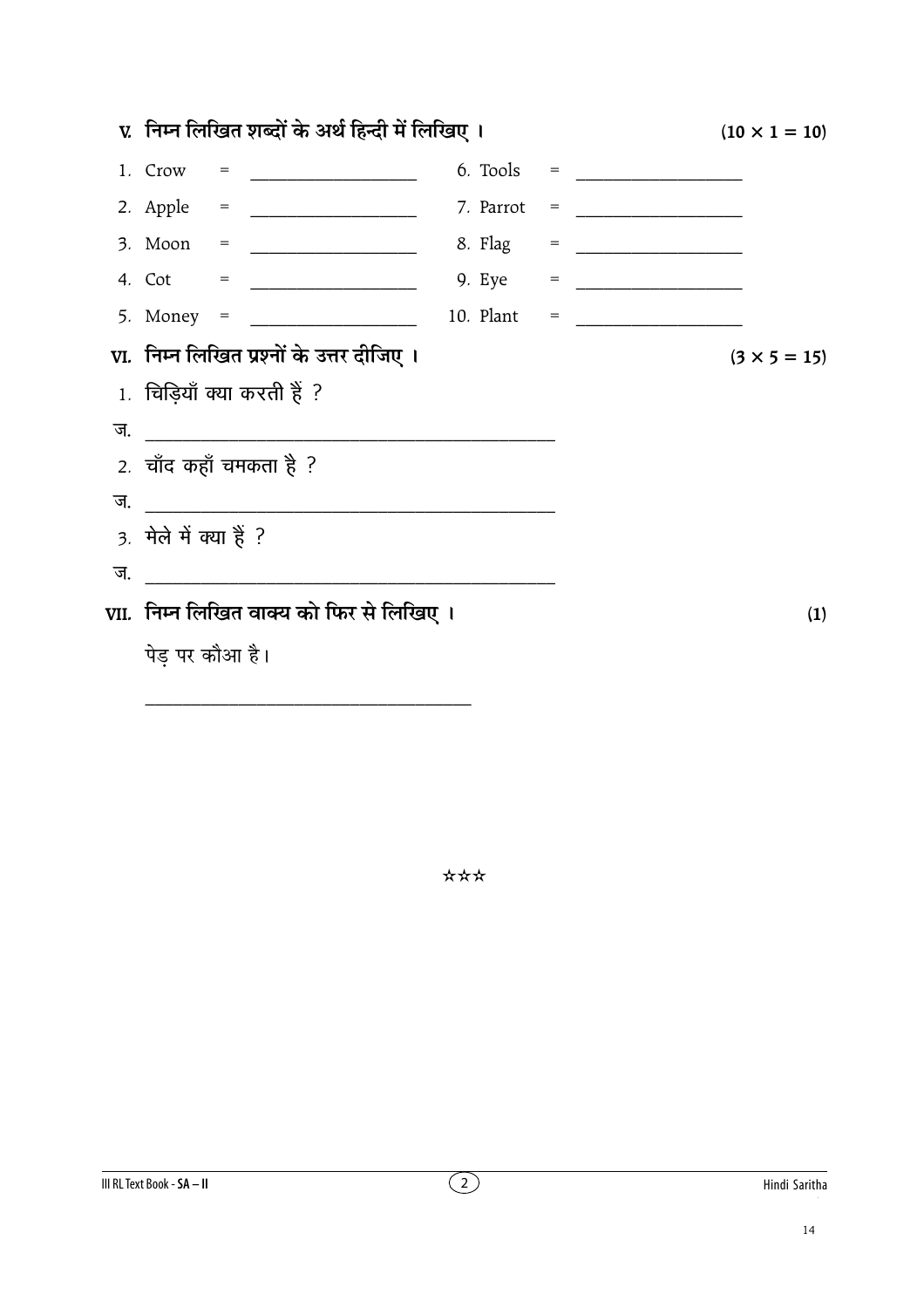## V. निम्न लिखित शब्दों के अर्थ हिन्दी में लिखिए । (10 × 1 = 10)

| | | | | | |
|---|---|---|---|---|---|
| 1. Crow | = | ________________ | 6. Tools | = | ________________ |
| 2. Apple | = | ________________ | 7. Parrot | = | ________________ |
| 3. Moon | = | ________________ | 8. Flag | = | ________________ |
| 4. Cot | = | ________________ | 9. Eye | = | ________________ |
| 5. Money | = | ________________ | 10. Plant | = | ________________ |

## VI. निम्न लिखित प्रश्नों के उत्तर दीजिए । (3 × 5 = 15)

1. चिड़ियाँ क्या करती हैं ?

ज. ________________________________________

2. चाँद कहाँ चमकता है ?

ज. ________________________________________

3. मेले में क्या हैं ?

ज. ________________________________________

## VII. निम्न लिखित वाक्य को फिर से लिखिए । (1)

पेड़ पर कौआ है।

________________________________

☆☆☆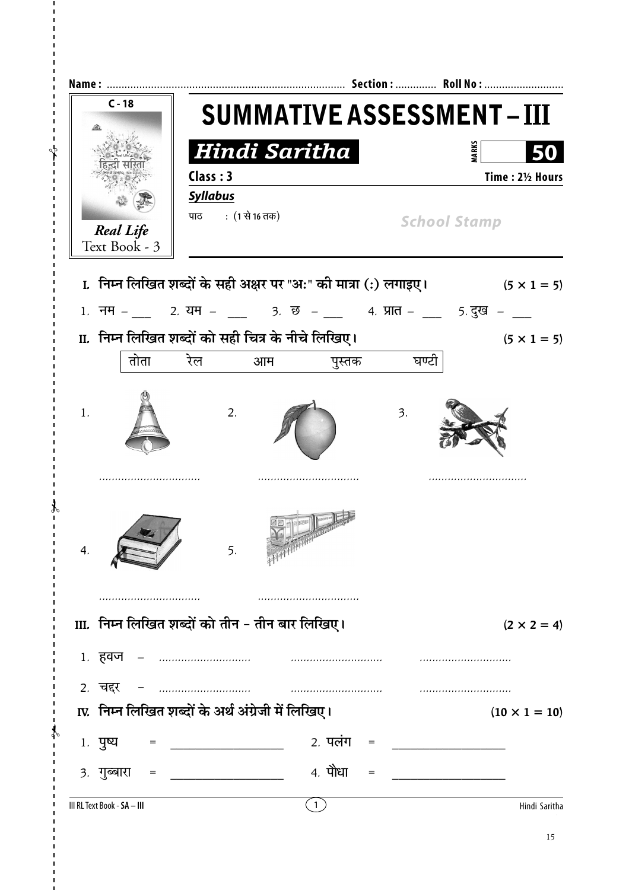Name : ................................................................................ Section : ............. Roll No : ..........................

C - 18

# SUMMATIVE ASSESSMENT – III

## Hindi Saritha

MARKS **50**

**Class : 3** — **Time : 2½ Hours**

***Syllabus***

पाठ : (1 से 16 तक)

*Real Life*
Text Book - 3

School Stamp

**I. निम्न लिखित शब्दों के सही अक्षर पर "अः" की मात्रा (ः) लगाइए।** (5 × 1 = 5)

1. नम – ___ 2. यम – ___ 3. छ – ___ 4. प्रात – ___ 5. दुख – ___

**II. निम्न लिखित शब्दों को सही चित्र के नीचे लिखिए।** (5 × 1 = 5)

| तोता | रेल | आम | पुस्तक | घण्टी |
|---|---|---|---|---|

1. ................................ 2. ................................ 3. ................................

4. ................................ 5. ................................

**III. निम्न लिखित शब्दों को तीन – तीन बार लिखिए।** (2 × 2 = 4)

1. हवज – ............................ ............................ ............................

2. चद्दर – ............................ ............................ ............................

**IV. निम्न लिखित शब्दों के अर्थ अंग्रेजी में लिखिए।** (10 × 1 = 10)

1. पुष्प = ____________________ 2. पलंग = ____________________

3. गुब्बारा = ____________________ 4. पौधा = ____________________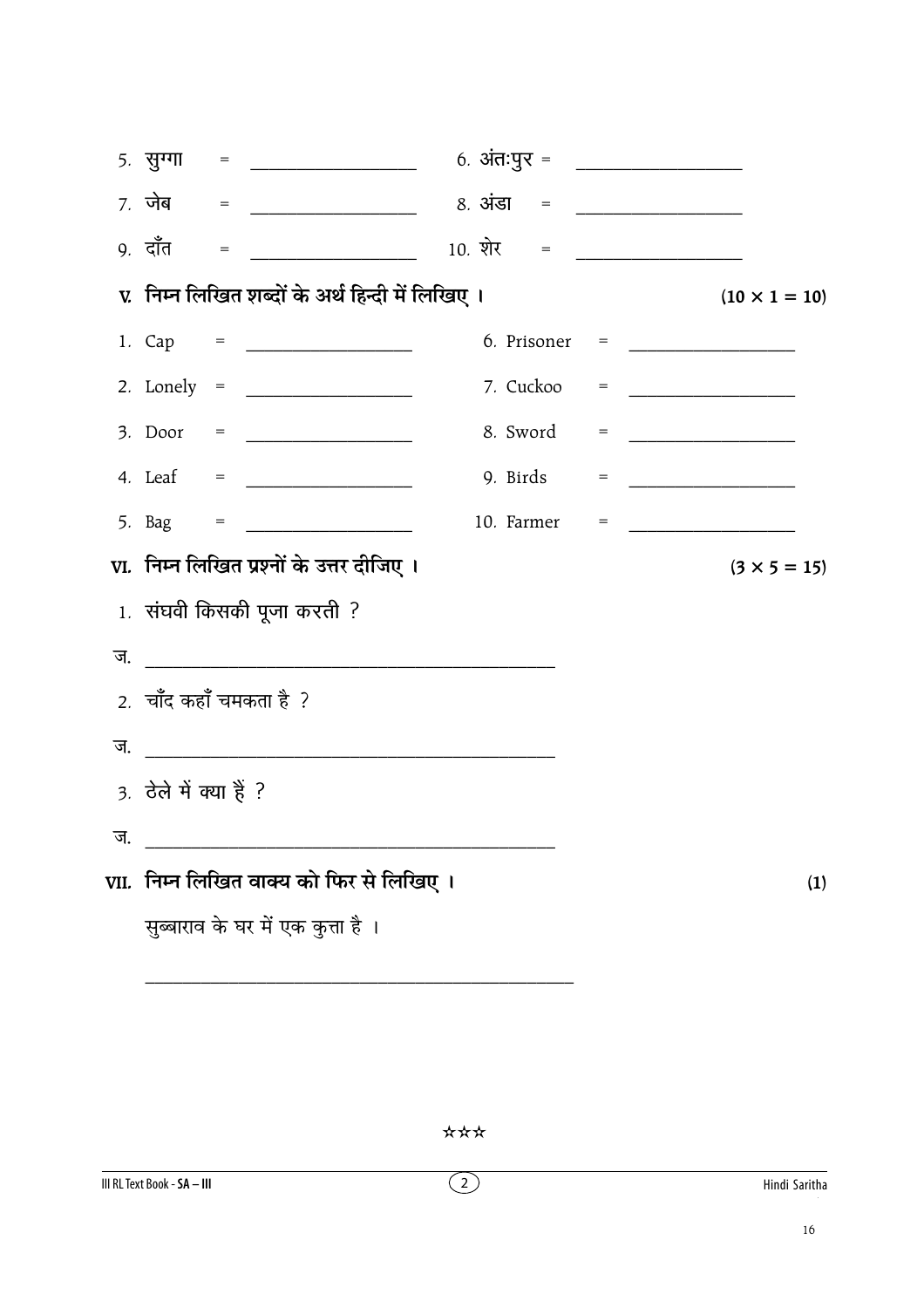5. सुग्गा = ________________ 6. अंतःपुर = ________________

7. जेब = ________________ 8. अंडा = ________________

9. दाँत = ________________ 10. शेर = ________________

**V. निम्न लिखित शब्दों के अर्थ हिन्दी में लिखिए ।** **(10 × 1 = 10)**

1. Cap = ________________ 6. Prisoner = ________________

2. Lonely = ________________ 7. Cuckoo = ________________

3. Door = ________________ 8. Sword = ________________

4. Leaf = ________________ 9. Birds = ________________

5. Bag = ________________ 10. Farmer = ________________

**VI. निम्न लिखित प्रश्नों के उत्तर दीजिए ।** **(3 × 5 = 15)**

1. संघवी किसकी पूजा करती ?

ज. ________________________________________

2. चाँद कहाँ चमकता है ?

ज. ________________________________________

3. ठेले में क्या हैं ?

ज. ________________________________________

**VII. निम्न लिखित वाक्य को फिर से लिखिए ।** **(1)**

सुब्बाराव के घर में एक कुत्ता है ।

________________________________________

☆☆☆